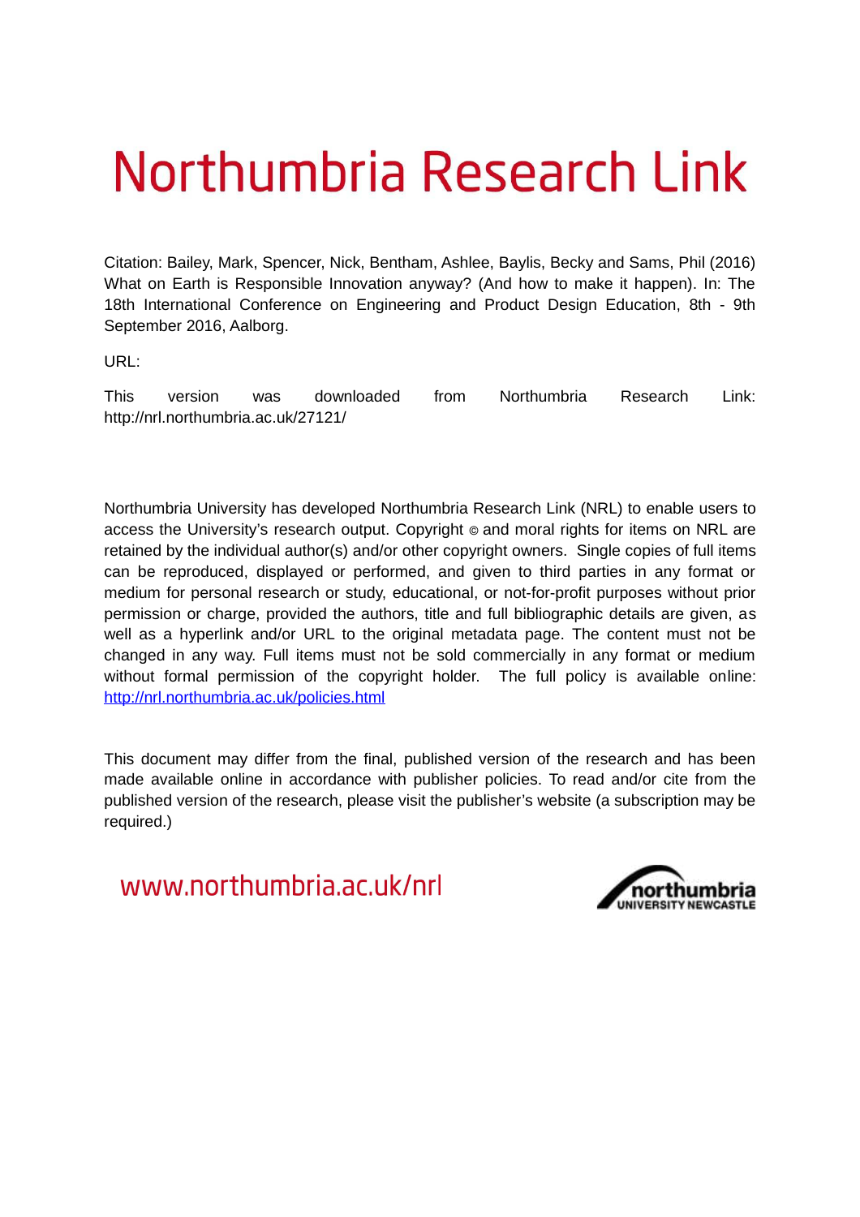# Northumbria Research Link

Citation: Bailey, Mark, Spencer, Nick, Bentham, Ashlee, Baylis, Becky and Sams, Phil (2016) What on Earth is Responsible Innovation anyway? (And how to make it happen). In: The 18th International Conference on Engineering and Product Design Education, 8th - 9th September 2016, Aalborg.

URL:

This version was downloaded from Northumbria Research Link: http://nrl.northumbria.ac.uk/27121/

Northumbria University has developed Northumbria Research Link (NRL) to enable users to access the University's research output. Copyright © and moral rights for items on NRL are retained by the individual author(s) and/or other copyright owners. Single copies of full items can be reproduced, displayed or performed, and given to third parties in any format or medium for personal research or study, educational, or not-for-profit purposes without prior permission or charge, provided the authors, title and full bibliographic details are given, as well as a hyperlink and/or URL to the original metadata page. The content must not be changed in any way. Full items must not be sold commercially in any format or medium without formal permission of the copyright holder. The full policy is available online: [http://nrl.northumbria.ac.uk/policies.html](http://nrl.northumbria.ac.uk/policies.html)

This document may differ from the final, published version of the research and has been made available online in accordance with publisher policies. To read and/or cite from the published version of the research, please visit the publisher's website (a subscription may be required.)

www.northumbria.ac.uk/nrl

northumbria UNIVERSITY NEWCASTLE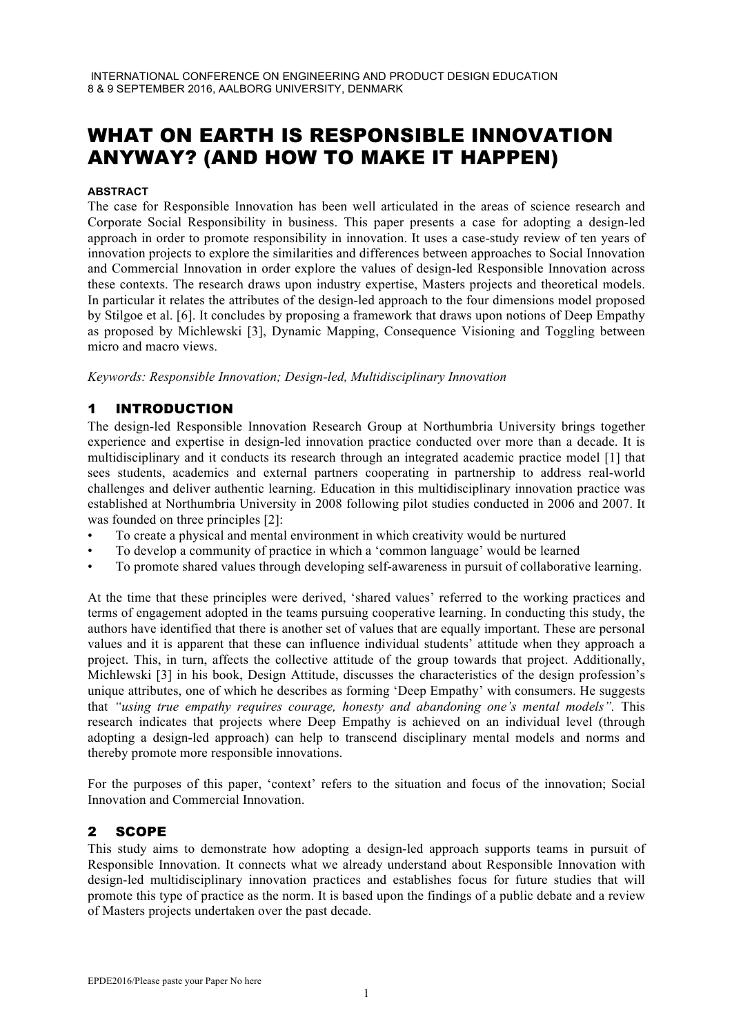# WHAT ON EARTH IS RESPONSIBLE INNOVATION ANYWAY? (AND HOW TO MAKE IT HAPPEN)

**ABSTRACT**

The case for Responsible Innovation has been well articulated in the areas of science research and Corporate Social Responsibility in business. This paper presents a case for adopting a design-led approach in order to promote responsibility in innovation. It uses a case-study review of ten years of innovation projects to explore the similarities and differences between approaches to Social Innovation and Commercial Innovation in order explore the values of design-led Responsible Innovation across these contexts. The research draws upon industry expertise, Masters projects and theoretical models. In particular it relates the attributes of the design-led approach to the four dimensions model proposed by Stilgoe et al. [6]. It concludes by proposing a framework that draws upon notions of Deep Empathy as proposed by Michlewski [3], Dynamic Mapping, Consequence Visioning and Toggling between micro and macro views.

*Keywords: Responsible Innovation; Design-led, Multidisciplinary Innovation*

## 1 INTRODUCTION

The design-led Responsible Innovation Research Group at Northumbria University brings together experience and expertise in design-led innovation practice conducted over more than a decade. It is multidisciplinary and it conducts its research through an integrated academic practice model [1] that sees students, academics and external partners cooperating in partnership to address real-world challenges and deliver authentic learning. Education in this multidisciplinary innovation practice was established at Northumbria University in 2008 following pilot studies conducted in 2006 and 2007. It was founded on three principles [2]:

- To create a physical and mental environment in which creativity would be nurtured
- To develop a community of practice in which a 'common language' would be learned
- To promote shared values through developing self-awareness in pursuit of collaborative learning.

At the time that these principles were derived, 'shared values' referred to the working practices and terms of engagement adopted in the teams pursuing cooperative learning. In conducting this study, the authors have identified that there is another set of values that are equally important. These are personal values and it is apparent that these can influence individual students' attitude when they approach a project. This, in turn, affects the collective attitude of the group towards that project. Additionally, Michlewski [3] in his book, Design Attitude, discusses the characteristics of the design profession's unique attributes, one of which he describes as forming 'Deep Empathy' with consumers. He suggests that *"using true empathy requires courage, honesty and abandoning one's mental models".* This research indicates that projects where Deep Empathy is achieved on an individual level (through adopting a design-led approach) can help to transcend disciplinary mental models and norms and thereby promote more responsible innovations.

For the purposes of this paper, 'context' refers to the situation and focus of the innovation; Social Innovation and Commercial Innovation.

## 2 SCOPE

This study aims to demonstrate how adopting a design-led approach supports teams in pursuit of Responsible Innovation. It connects what we already understand about Responsible Innovation with design-led multidisciplinary innovation practices and establishes focus for future studies that will promote this type of practice as the norm. It is based upon the findings of a public debate and a review of Masters projects undertaken over the past decade.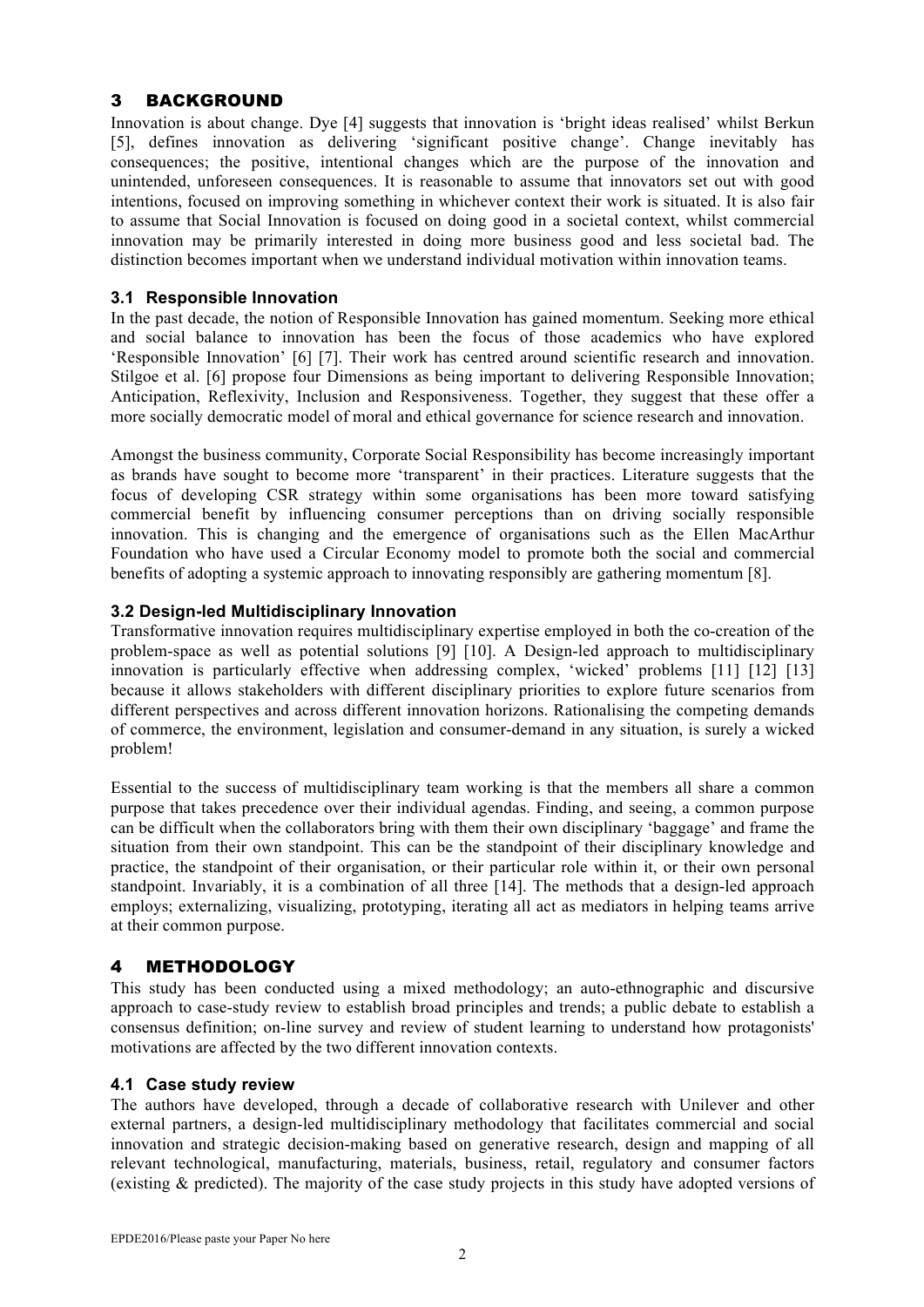## 3 BACKGROUND

Innovation is about change. Dye [4] suggests that innovation is 'bright ideas realised' whilst Berkun [5], defines innovation as delivering 'significant positive change'. Change inevitably has consequences; the positive, intentional changes which are the purpose of the innovation and unintended, unforeseen consequences. It is reasonable to assume that innovators set out with good intentions, focused on improving something in whichever context their work is situated. It is also fair to assume that Social Innovation is focused on doing good in a societal context, whilst commercial innovation may be primarily interested in doing more business good and less societal bad. The distinction becomes important when we understand individual motivation within innovation teams.

### 3.1 Responsible Innovation

In the past decade, the notion of Responsible Innovation has gained momentum. Seeking more ethical and social balance to innovation has been the focus of those academics who have explored 'Responsible Innovation' [6] [7]. Their work has centred around scientific research and innovation. Stilgoe et al. [6] propose four Dimensions as being important to delivering Responsible Innovation; Anticipation, Reflexivity, Inclusion and Responsiveness. Together, they suggest that these offer a more socially democratic model of moral and ethical governance for science research and innovation.

Amongst the business community, Corporate Social Responsibility has become increasingly important as brands have sought to become more 'transparent' in their practices. Literature suggests that the focus of developing CSR strategy within some organisations has been more toward satisfying commercial benefit by influencing consumer perceptions than on driving socially responsible innovation. This is changing and the emergence of organisations such as the Ellen MacArthur Foundation who have used a Circular Economy model to promote both the social and commercial benefits of adopting a systemic approach to innovating responsibly are gathering momentum [8].

### 3.2 Design-led Multidisciplinary Innovation

Transformative innovation requires multidisciplinary expertise employed in both the co-creation of the problem-space as well as potential solutions [9] [10]. A Design-led approach to multidisciplinary innovation is particularly effective when addressing complex, 'wicked' problems [11] [12] [13] because it allows stakeholders with different disciplinary priorities to explore future scenarios from different perspectives and across different innovation horizons. Rationalising the competing demands of commerce, the environment, legislation and consumer-demand in any situation, is surely a wicked problem!

Essential to the success of multidisciplinary team working is that the members all share a common purpose that takes precedence over their individual agendas. Finding, and seeing, a common purpose can be difficult when the collaborators bring with them their own disciplinary 'baggage' and frame the situation from their own standpoint. This can be the standpoint of their disciplinary knowledge and practice, the standpoint of their organisation, or their particular role within it, or their own personal standpoint. Invariably, it is a combination of all three [14]. The methods that a design-led approach employs; externalizing, visualizing, prototyping, iterating all act as mediators in helping teams arrive at their common purpose.

## 4 METHODOLOGY

This study has been conducted using a mixed methodology; an auto-ethnographic and discursive approach to case-study review to establish broad principles and trends; a public debate to establish a consensus definition; on-line survey and review of student learning to understand how protagonists' motivations are affected by the two different innovation contexts.

### 4.1 Case study review

The authors have developed, through a decade of collaborative research with Unilever and other external partners, a design-led multidisciplinary methodology that facilitates commercial and social innovation and strategic decision-making based on generative research, design and mapping of all relevant technological, manufacturing, materials, business, retail, regulatory and consumer factors (existing & predicted). The majority of the case study projects in this study have adopted versions of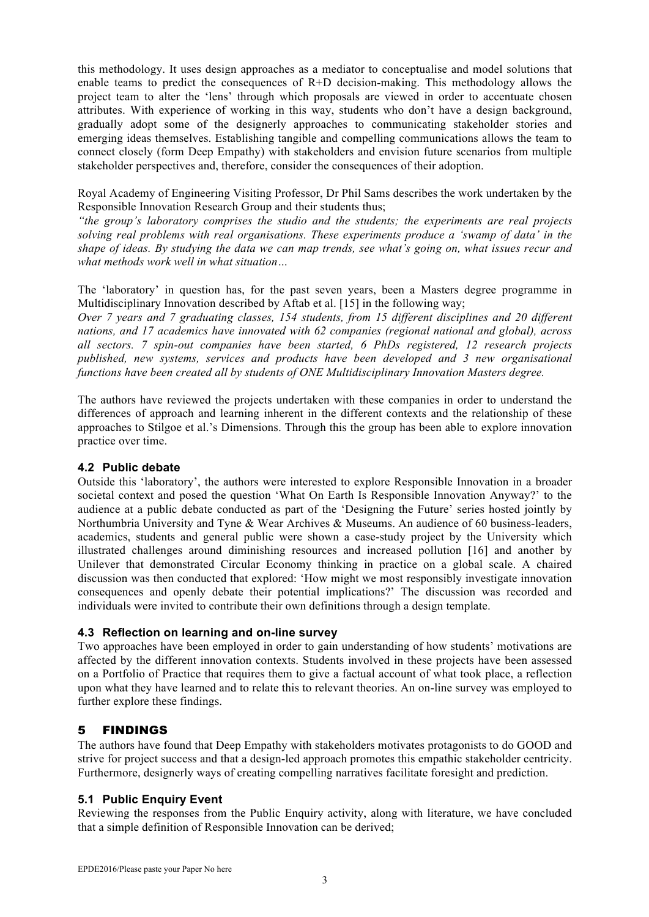this methodology. It uses design approaches as a mediator to conceptualise and model solutions that enable teams to predict the consequences of R+D decision-making. This methodology allows the project team to alter the 'lens' through which proposals are viewed in order to accentuate chosen attributes. With experience of working in this way, students who don't have a design background, gradually adopt some of the designerly approaches to communicating stakeholder stories and emerging ideas themselves. Establishing tangible and compelling communications allows the team to connect closely (form Deep Empathy) with stakeholders and envision future scenarios from multiple stakeholder perspectives and, therefore, consider the consequences of their adoption.

Royal Academy of Engineering Visiting Professor, Dr Phil Sams describes the work undertaken by the Responsible Innovation Research Group and their students thus;

*"the group's laboratory comprises the studio and the students; the experiments are real projects solving real problems with real organisations. These experiments produce a 'swamp of data' in the shape of ideas. By studying the data we can map trends, see what's going on, what issues recur and what methods work well in what situation…*

The 'laboratory' in question has, for the past seven years, been a Masters degree programme in Multidisciplinary Innovation described by Aftab et al. [15] in the following way;

*Over 7 years and 7 graduating classes, 154 students, from 15 different disciplines and 20 different nations, and 17 academics have innovated with 62 companies (regional national and global), across all sectors. 7 spin-out companies have been started, 6 PhDs registered, 12 research projects published, new systems, services and products have been developed and 3 new organisational functions have been created all by students of ONE Multidisciplinary Innovation Masters degree.*

The authors have reviewed the projects undertaken with these companies in order to understand the differences of approach and learning inherent in the different contexts and the relationship of these approaches to Stilgoe et al.'s Dimensions. Through this the group has been able to explore innovation practice over time.

### 4.2 Public debate

Outside this 'laboratory', the authors were interested to explore Responsible Innovation in a broader societal context and posed the question 'What On Earth Is Responsible Innovation Anyway?' to the audience at a public debate conducted as part of the 'Designing the Future' series hosted jointly by Northumbria University and Tyne & Wear Archives & Museums. An audience of 60 business-leaders, academics, students and general public were shown a case-study project by the University which illustrated challenges around diminishing resources and increased pollution [16] and another by Unilever that demonstrated Circular Economy thinking in practice on a global scale. A chaired discussion was then conducted that explored: 'How might we most responsibly investigate innovation consequences and openly debate their potential implications?' The discussion was recorded and individuals were invited to contribute their own definitions through a design template.

### 4.3 Reflection on learning and on-line survey

Two approaches have been employed in order to gain understanding of how students' motivations are affected by the different innovation contexts. Students involved in these projects have been assessed on a Portfolio of Practice that requires them to give a factual account of what took place, a reflection upon what they have learned and to relate this to relevant theories. An on-line survey was employed to further explore these findings.

## 5 FINDINGS

The authors have found that Deep Empathy with stakeholders motivates protagonists to do GOOD and strive for project success and that a design-led approach promotes this empathic stakeholder centricity. Furthermore, designerly ways of creating compelling narratives facilitate foresight and prediction.

### 5.1 Public Enquiry Event

Reviewing the responses from the Public Enquiry activity, along with literature, we have concluded that a simple definition of Responsible Innovation can be derived;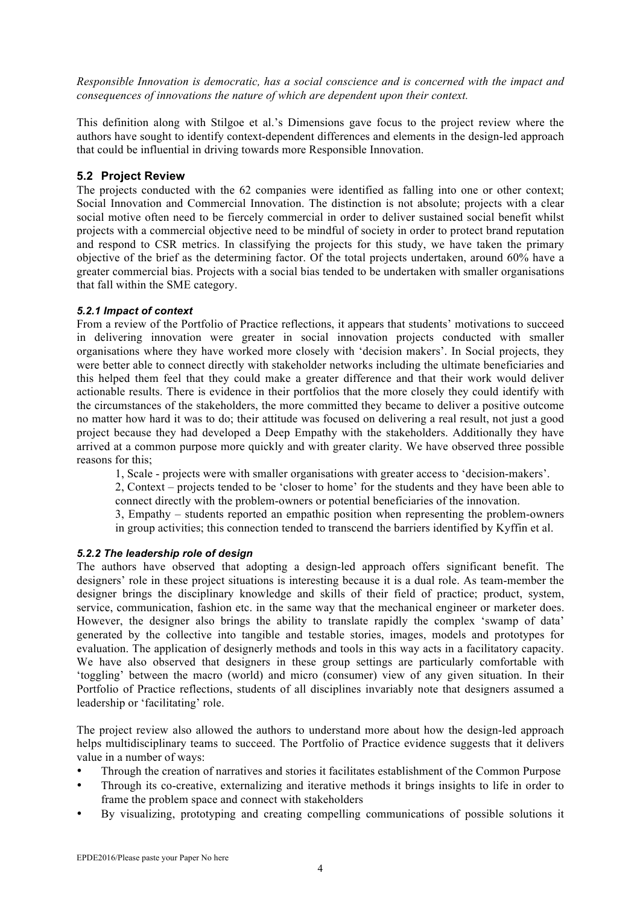*Responsible Innovation is democratic, has a social conscience and is concerned with the impact and consequences of innovations the nature of which are dependent upon their context.*

This definition along with Stilgoe et al.'s Dimensions gave focus to the project review where the authors have sought to identify context-dependent differences and elements in the design-led approach that could be influential in driving towards more Responsible Innovation.

### 5.2 Project Review

The projects conducted with the 62 companies were identified as falling into one or other context; Social Innovation and Commercial Innovation. The distinction is not absolute; projects with a clear social motive often need to be fiercely commercial in order to deliver sustained social benefit whilst projects with a commercial objective need to be mindful of society in order to protect brand reputation and respond to CSR metrics. In classifying the projects for this study, we have taken the primary objective of the brief as the determining factor. Of the total projects undertaken, around 60% have a greater commercial bias. Projects with a social bias tended to be undertaken with smaller organisations that fall within the SME category.

#### *5.2.1 Impact of context*

From a review of the Portfolio of Practice reflections, it appears that students' motivations to succeed in delivering innovation were greater in social innovation projects conducted with smaller organisations where they have worked more closely with 'decision makers'. In Social projects, they were better able to connect directly with stakeholder networks including the ultimate beneficiaries and this helped them feel that they could make a greater difference and that their work would deliver actionable results. There is evidence in their portfolios that the more closely they could identify with the circumstances of the stakeholders, the more committed they became to deliver a positive outcome no matter how hard it was to do; their attitude was focused on delivering a real result, not just a good project because they had developed a Deep Empathy with the stakeholders. Additionally they have arrived at a common purpose more quickly and with greater clarity. We have observed three possible reasons for this;

1, Scale - projects were with smaller organisations with greater access to 'decision-makers'.

2, Context – projects tended to be 'closer to home' for the students and they have been able to connect directly with the problem-owners or potential beneficiaries of the innovation.

3, Empathy – students reported an empathic position when representing the problem-owners in group activities; this connection tended to transcend the barriers identified by Kyffin et al.

#### *5.2.2 The leadership role of design*

The authors have observed that adopting a design-led approach offers significant benefit. The designers' role in these project situations is interesting because it is a dual role. As team-member the designer brings the disciplinary knowledge and skills of their field of practice; product, system, service, communication, fashion etc. in the same way that the mechanical engineer or marketer does. However, the designer also brings the ability to translate rapidly the complex 'swamp of data' generated by the collective into tangible and testable stories, images, models and prototypes for evaluation. The application of designerly methods and tools in this way acts in a facilitatory capacity. We have also observed that designers in these group settings are particularly comfortable with 'toggling' between the macro (world) and micro (consumer) view of any given situation. In their Portfolio of Practice reflections, students of all disciplines invariably note that designers assumed a leadership or 'facilitating' role.

The project review also allowed the authors to understand more about how the design-led approach helps multidisciplinary teams to succeed. The Portfolio of Practice evidence suggests that it delivers value in a number of ways:

- Through the creation of narratives and stories it facilitates establishment of the Common Purpose
- Through its co-creative, externalizing and iterative methods it brings insights to life in order to frame the problem space and connect with stakeholders
- By visualizing, prototyping and creating compelling communications of possible solutions it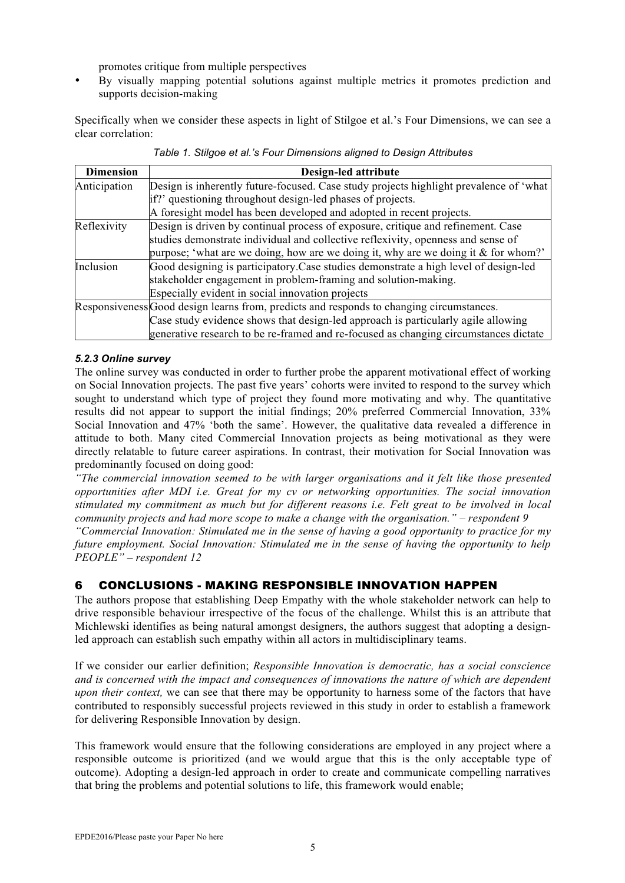promotes critique from multiple perspectives

- By visually mapping potential solutions against multiple metrics it promotes prediction and supports decision-making

Specifically when we consider these aspects in light of Stilgoe et al.'s Four Dimensions, we can see a clear correlation:

*Table 1. Stilgoe et al.'s Four Dimensions aligned to Design Attributes*

| Dimension | Design-led attribute |
|---|---|
| Anticipation | Design is inherently future-focused. Case study projects highlight prevalence of 'what if?' questioning throughout design-led phases of projects.<br>A foresight model has been developed and adopted in recent projects. |
| Reflexivity | Design is driven by continual process of exposure, critique and refinement. Case studies demonstrate individual and collective reflexivity, openness and sense of purpose; 'what are we doing, how are we doing it, why are we doing it & for whom?' |
| Inclusion | Good designing is participatory.Case studies demonstrate a high level of design-led stakeholder engagement in problem-framing and solution-making.<br>Especially evident in social innovation projects |
| Responsiveness | Good design learns from, predicts and responds to changing circumstances.<br>Case study evidence shows that design-led approach is particularly agile allowing generative research to be re-framed and re-focused as changing circumstances dictate |

#### *5.2.3 Online survey*

The online survey was conducted in order to further probe the apparent motivational effect of working on Social Innovation projects. The past five years' cohorts were invited to respond to the survey which sought to understand which type of project they found more motivating and why. The quantitative results did not appear to support the initial findings; 20% preferred Commercial Innovation, 33% Social Innovation and 47% 'both the same'. However, the qualitative data revealed a difference in attitude to both. Many cited Commercial Innovation projects as being motivational as they were directly relatable to future career aspirations. In contrast, their motivation for Social Innovation was predominantly focused on doing good:

*"The commercial innovation seemed to be with larger organisations and it felt like those presented opportunities after MDI i.e. Great for my cv or networking opportunities. The social innovation stimulated my commitment as much but for different reasons i.e. Felt great to be involved in local community projects and had more scope to make a change with the organisation." – respondent 9*

*"Commercial Innovation: Stimulated me in the sense of having a good opportunity to practice for my future employment. Social Innovation: Stimulated me in the sense of having the opportunity to help PEOPLE" – respondent 12*

## 6 CONCLUSIONS - MAKING RESPONSIBLE INNOVATION HAPPEN

The authors propose that establishing Deep Empathy with the whole stakeholder network can help to drive responsible behaviour irrespective of the focus of the challenge. Whilst this is an attribute that Michlewski identifies as being natural amongst designers, the authors suggest that adopting a design-led approach can establish such empathy within all actors in multidisciplinary teams.

If we consider our earlier definition; *Responsible Innovation is democratic, has a social conscience and is concerned with the impact and consequences of innovations the nature of which are dependent upon their context,* we can see that there may be opportunity to harness some of the factors that have contributed to responsibly successful projects reviewed in this study in order to establish a framework for delivering Responsible Innovation by design.

This framework would ensure that the following considerations are employed in any project where a responsible outcome is prioritized (and we would argue that this is the only acceptable type of outcome). Adopting a design-led approach in order to create and communicate compelling narratives that bring the problems and potential solutions to life, this framework would enable;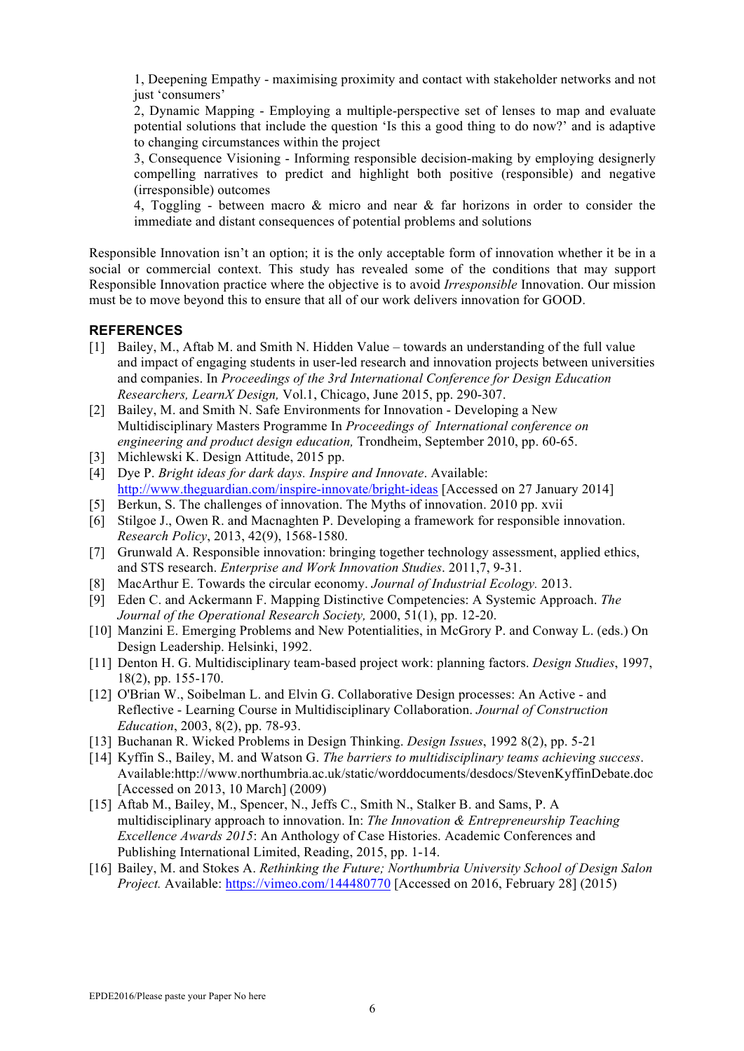1, Deepening Empathy - maximising proximity and contact with stakeholder networks and not just 'consumers'

2, Dynamic Mapping - Employing a multiple-perspective set of lenses to map and evaluate potential solutions that include the question 'Is this a good thing to do now?' and is adaptive to changing circumstances within the project

3, Consequence Visioning - Informing responsible decision-making by employing designerly compelling narratives to predict and highlight both positive (responsible) and negative (irresponsible) outcomes

4, Toggling - between macro & micro and near & far horizons in order to consider the immediate and distant consequences of potential problems and solutions

Responsible Innovation isn't an option; it is the only acceptable form of innovation whether it be in a social or commercial context. This study has revealed some of the conditions that may support Responsible Innovation practice where the objective is to avoid *Irresponsible* Innovation. Our mission must be to move beyond this to ensure that all of our work delivers innovation for GOOD.

## REFERENCES

[1] Bailey, M., Aftab M. and Smith N. Hidden Value – towards an understanding of the full value and impact of engaging students in user-led research and innovation projects between universities and companies. In *Proceedings of the 3rd International Conference for Design Education Researchers, LearnX Design,* Vol.1, Chicago, June 2015, pp. 290-307.

[2] Bailey, M. and Smith N. Safe Environments for Innovation - Developing a New Multidisciplinary Masters Programme In *Proceedings of International conference on engineering and product design education,* Trondheim, September 2010, pp. 60-65.

[3] Michlewski K. Design Attitude, 2015 pp.

[4] Dye P. *Bright ideas for dark days. Inspire and Innovate*. Available: http://www.theguardian.com/inspire-innovate/bright-ideas [Accessed on 27 January 2014]

[5] Berkun, S. The challenges of innovation. The Myths of innovation. 2010 pp. xvii

[6] Stilgoe J., Owen R. and Macnaghten P. Developing a framework for responsible innovation. *Research Policy*, 2013, 42(9), 1568-1580.

[7] Grunwald A. Responsible innovation: bringing together technology assessment, applied ethics, and STS research. *Enterprise and Work Innovation Studies*. 2011,7, 9-31.

[8] MacArthur E. Towards the circular economy. *Journal of Industrial Ecology.* 2013.

[9] Eden C. and Ackermann F. Mapping Distinctive Competencies: A Systemic Approach. *The Journal of the Operational Research Society,* 2000, 51(1), pp. 12-20.

[10] Manzini E. Emerging Problems and New Potentialities, in McGrory P. and Conway L. (eds.) On Design Leadership. Helsinki, 1992.

[11] Denton H. G. Multidisciplinary team-based project work: planning factors. *Design Studies*, 1997, 18(2), pp. 155-170.

[12] O'Brian W., Soibelman L. and Elvin G. Collaborative Design processes: An Active - and Reflective - Learning Course in Multidisciplinary Collaboration. *Journal of Construction Education*, 2003, 8(2), pp. 78-93.

[13] Buchanan R. Wicked Problems in Design Thinking. *Design Issues*, 1992 8(2), pp. 5-21

[14] Kyffin S., Bailey, M. and Watson G. *The barriers to multidisciplinary teams achieving success*. Available:http://www.northumbria.ac.uk/static/worddocuments/desdocs/StevenKyffinDebate.doc [Accessed on 2013, 10 March] (2009)

[15] Aftab M., Bailey, M., Spencer, N., Jeffs C., Smith N., Stalker B. and Sams, P. A multidisciplinary approach to innovation. In: *The Innovation & Entrepreneurship Teaching Excellence Awards 2015*: An Anthology of Case Histories. Academic Conferences and Publishing International Limited, Reading, 2015, pp. 1-14.

[16] Bailey, M. and Stokes A. *Rethinking the Future; Northumbria University School of Design Salon Project.* Available: https://vimeo.com/144480770 [Accessed on 2016, February 28] (2015)